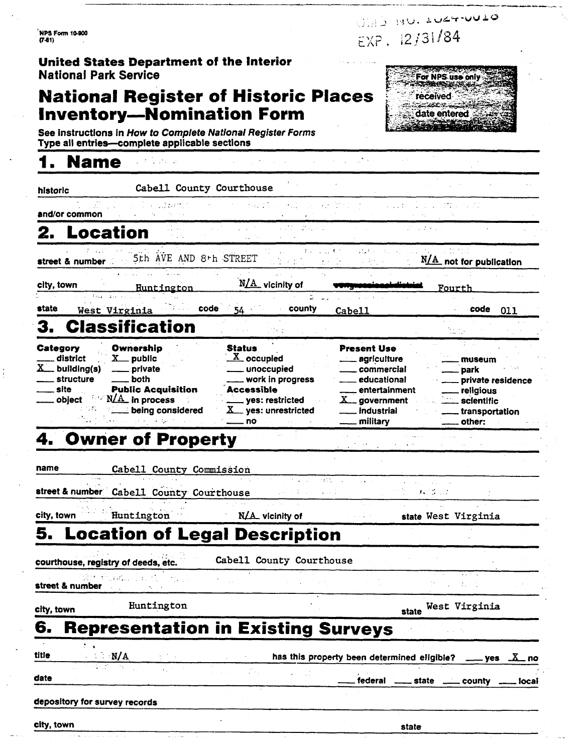NPS Form 10-900
(7-81)

OMB NO. 1024-0018
EXP. 12/31/84

**United States Department of the Interior**
**National Park Service**

# National Register of Historic Places Inventory—Nomination Form

For NPS use only
received
date entered

See instructions in *How to Complete National Register Forms*
Type all entries—complete applicable sections

## 1. Name

historic Cabell County Courthouse

and/or common

## 2. Location

street & number 5th AVE AND 8th STREET — N/A not for publication

city, town Huntington — N/A vicinity of — ~~congressional district~~ Fourth

state West Virginia — code 54 — county Cabell — code 011

## 3. Classification

| Category | Ownership | Status | Present Use | |
|---|---|---|---|---|
| ___ district | X public | X occupied | ___ agriculture | ___ museum |
| X building(s) | ___ private | ___ unoccupied | ___ commercial | ___ park |
| ___ structure | ___ both | ___ work in progress | ___ educational | ___ private residence |
| ___ site | **Public Acquisition** | **Accessible** | ___ entertainment | ___ religious |
| ___ object | N/A in process | ___ yes: restricted | X government | ___ scientific |
| | ___ being considered | X yes: unrestricted | ___ industrial | ___ transportation |
| | | ___ no | ___ military | ___ other: |

## 4. Owner of Property

name Cabell County Commission

street & number Cabell County Courthouse

city, town Huntington — N/A vicinity of — state West Virginia

## 5. Location of Legal Description

courthouse, registry of deeds, etc. Cabell County Courthouse

street & number

city, town Huntington — state West Virginia

## 6. Representation in Existing Surveys

title N/A — has this property been determined eligible? ___ yes X no

date — ___ federal ___ state ___ county ___ local

depository for survey records

city, town — state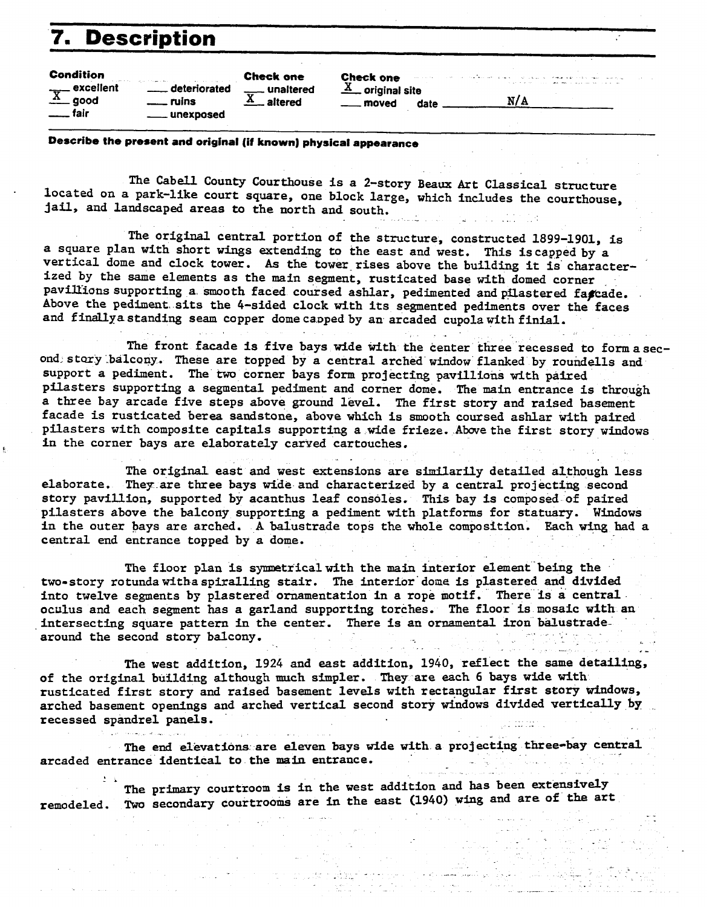# 7. Description

| Condition | | Check one | Check one | |
|---|---|---|---|---|
| ___ excellent | ___ deteriorated | ___ unaltered | X original site | |
| X good | ___ ruins | X altered | ___ moved | date N/A |
| ___ fair | ___ unexposed | | | |

**Describe the present and original (if known) physical appearance**

The Cabell County Courthouse is a 2-story Beaux Art Classical structure located on a park-like court square, one block large, which includes the courthouse, jail, and landscaped areas to the north and south.

The original central portion of the structure, constructed 1899-1901, is a square plan with short wings extending to the east and west. This is capped by a vertical dome and clock tower. As the tower rises above the building it is characterized by the same elements as the main segment, rusticated base with domed corner pavillions supporting a smooth faced coursed ashlar, pedimented and pilastered fašcade. Above the pediment sits the 4-sided clock with its segmented pediments over the faces and finally a standing seam copper dome capped by an arcaded cupola with finial.

The front facade is five bays wide with the center three recessed to form a second story balcony. These are topped by a central arched window flanked by roundells and support a pediment. The two corner bays form projecting pavillions with paired pilasters supporting a segmental pediment and corner dome. The main entrance is through a three bay arcade five steps above ground level. The first story and raised basement facade is rusticated berea sandstone, above which is smooth coursed ashlar with paired pilasters with composite capitals supporting a wide frieze. Above the first story windows in the corner bays are elaborately carved cartouches.

The original east and west extensions are similarily detailed although less elaborate. They are three bays wide and characterized by a central projecting second story pavillion, supported by acanthus leaf consoles. This bay is composed of paired pilasters above the balcony supporting a pediment with platforms for statuary. Windows in the outer bays are arched. A balustrade tops the whole composition. Each wing had a central end entrance topped by a dome.

The floor plan is symmetrical with the main interior element being the two-story rotunda with a spiralling stair. The interior dome is plastered and divided into twelve segments by plastered ornamentation in a rope motif. There is a central oculus and each segment has a garland supporting torches. The floor is mosaic with an intersecting square pattern in the center. There is an ornamental iron balustrade around the second story balcony.

The west addition, 1924 and east addition, 1940, reflect the same detailing, of the original building although much simpler. They are each 6 bays wide with rusticated first story and raised basement levels with rectangular first story windows, arched basement openings and arched vertical second story windows divided vertically by recessed spandrel panels.

The end elevations are eleven bays wide with a projecting three-bay central arcaded entrance identical to the main entrance.

The primary courtroom is in the west addition and has been extensively remodeled. Two secondary courtrooms are in the east (1940) wing and are of the art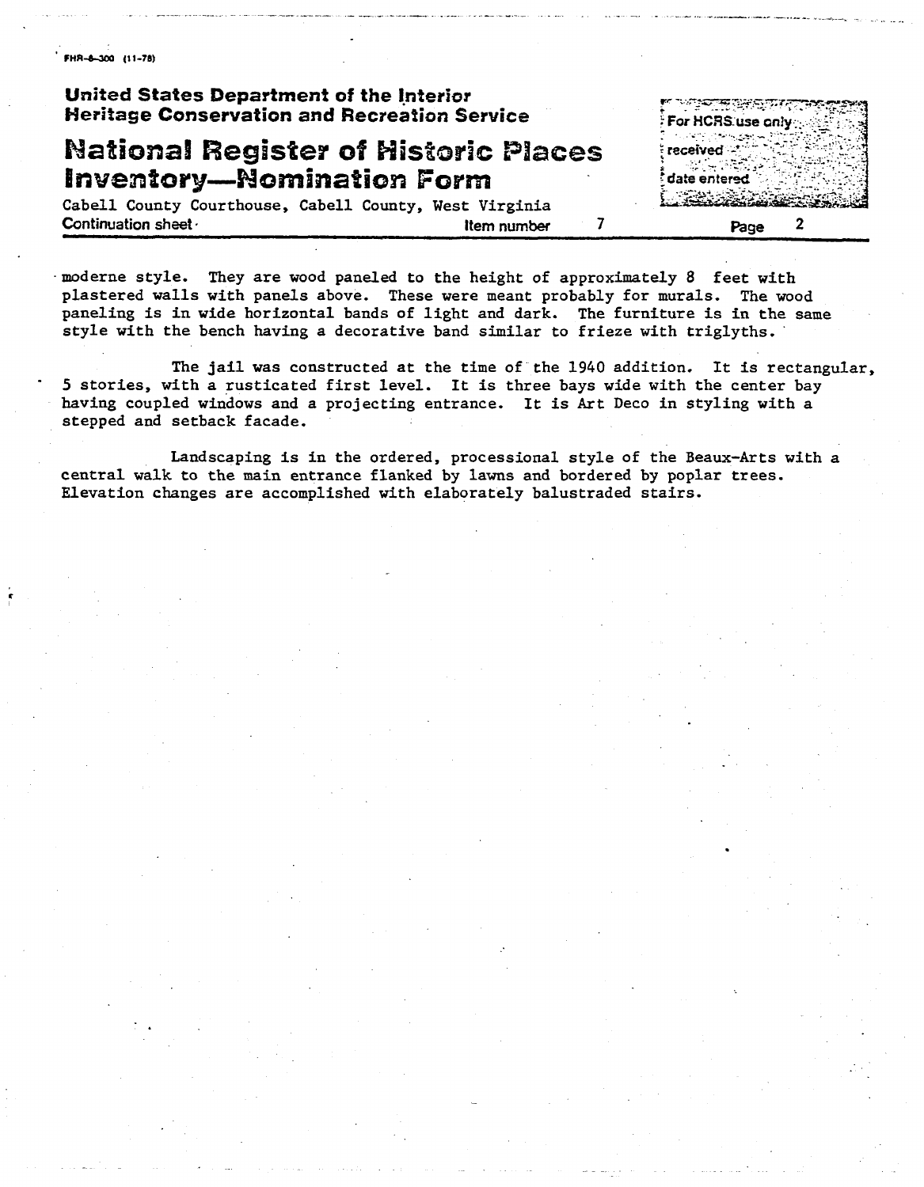moderne style. They are wood paneled to the height of approximately 8 feet with plastered walls with panels above. These were meant probably for murals. The wood paneling is in wide horizontal bands of light and dark. The furniture is in the same style with the bench having a decorative band similar to frieze with triglyths.

The jail was constructed at the time of the 1940 addition. It is rectangular, 5 stories, with a rusticated first level. It is three bays wide with the center bay having coupled windows and a projecting entrance. It is Art Deco in styling with a stepped and setback facade.

Landscaping is in the ordered, processional style of the Beaux-Arts with a central walk to the main entrance flanked by lawns and bordered by poplar trees. Elevation changes are accomplished with elaborately balustraded stairs.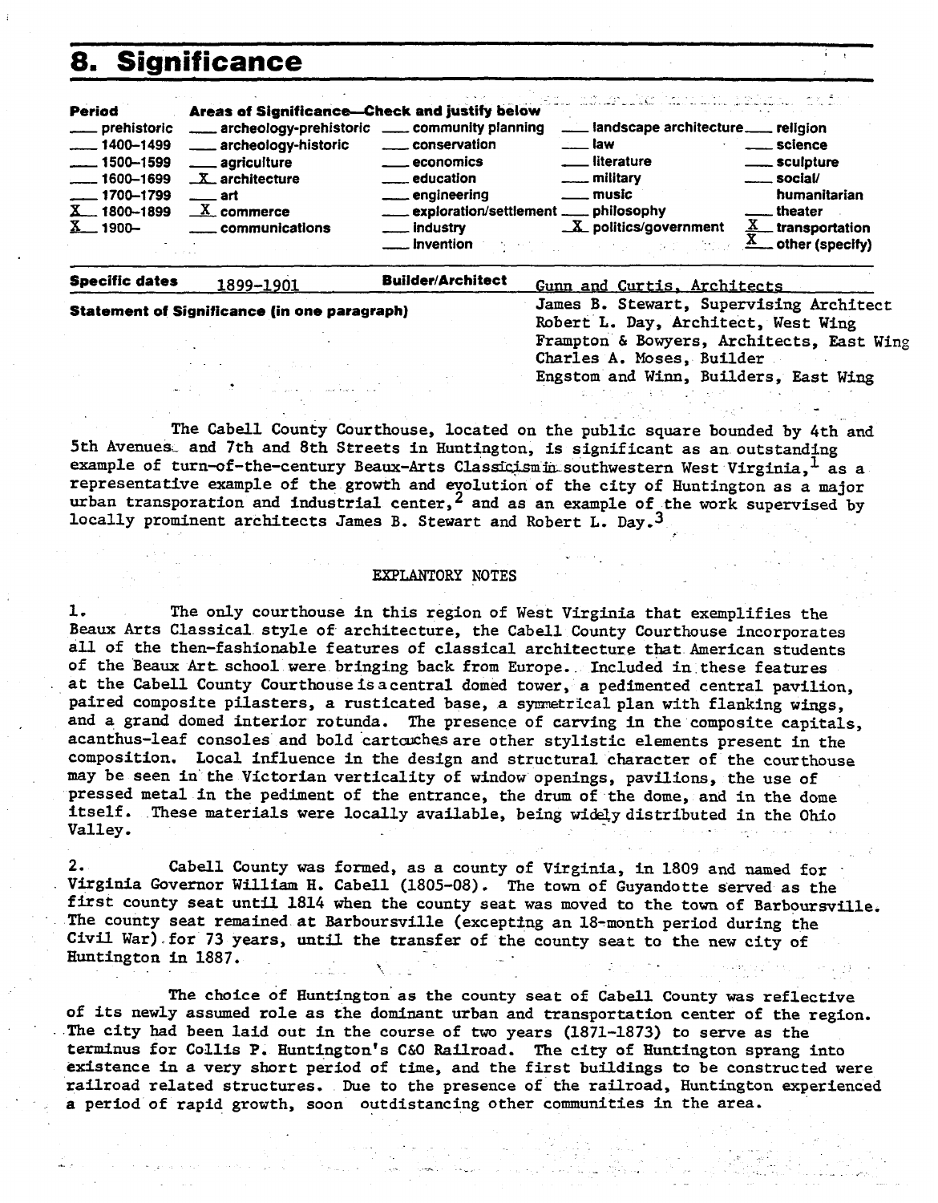## 8. Significance

**Period**
- ___ prehistoric
- ___ 1400–1499
- ___ 1500–1599
- ___ 1600–1699
- ___ 1700–1799
- X 1800–1899
- X 1900–

**Areas of Significance—Check and justify below**
- ___ archeology-prehistoric
- ___ archeology-historic
- ___ agriculture
- X architecture
- ___ art
- X commerce
- ___ communications
- ___ community planning
- ___ conservation
- ___ economics
- ___ education
- ___ engineering
- ___ exploration/settlement
- ___ industry
- ___ invention
- ___ landscape architecture
- ___ law
- ___ literature
- ___ military
- ___ music
- ___ philosophy
- X politics/government
- ___ religion
- ___ science
- ___ sculpture
- ___ social/humanitarian
- ___ theater
- X transportation
- X other (specify)

**Specific dates** 1899-1901

**Builder/Architect** Gunn and Curtis, Architects
James B. Stewart, Supervising Architect
Robert L. Day, Architect, West Wing
Frampton & Bowyers, Architects, East Wing
Charles A. Moses, Builder
Engstom and Winn, Builders, East Wing

**Statement of Significance (in one paragraph)**

The Cabell County Courthouse, located on the public square bounded by 4th and 5th Avenues and 7th and 8th Streets in Huntington, is significant as an outstanding example of turn-of-the-century Beaux-Arts Classicism in southwestern West Virginia,[1] as a representative example of the growth and evolution of the city of Huntington as a major urban transporation and industrial center,[2] and as an example of the work supervised by locally prominent architects James B. Stewart and Robert L. Day.[3]

EXPLANTORY NOTES

1. The only courthouse in this region of West Virginia that exemplifies the Beaux Arts Classical style of architecture, the Cabell County Courthouse incorporates all of the then-fashionable features of classical architecture that American students of the Beaux Art school were bringing back from Europe. Included in these features at the Cabell County Courthouse is a central domed tower, a pedimented central pavilion, paired composite pilasters, a rusticated base, a symmetrical plan with flanking wings, and a grand domed interior rotunda. The presence of carving in the composite capitals, acanthus-leaf consoles and bold cartouches are other stylistic elements present in the composition. Local influence in the design and structural character of the courthouse may be seen in the Victorian verticality of window openings, pavilions, the use of pressed metal in the pediment of the entrance, the drum of the dome, and in the dome itself. These materials were locally available, being widely distributed in the Ohio Valley.

2. Cabell County was formed, as a county of Virginia, in 1809 and named for Virginia Governor William H. Cabell (1805-08). The town of Guyandotte served as the first county seat until 1814 when the county seat was moved to the town of Barboursville. The county seat remained at Barboursville (excepting an 18-month period during the Civil War) for 73 years, until the transfer of the county seat to the new city of Huntington in 1887.

The choice of Huntington as the county seat of Cabell County was reflective of its newly assumed role as the dominant urban and transportation center of the region. The city had been laid out in the course of two years (1871-1873) to serve as the terminus for Collis P. Huntington's C&O Railroad. The city of Huntington sprang into existence in a very short period of time, and the first buildings to be constructed were railroad related structures. Due to the presence of the railroad, Huntington experienced a period of rapid growth, soon outdistancing other communities in the area.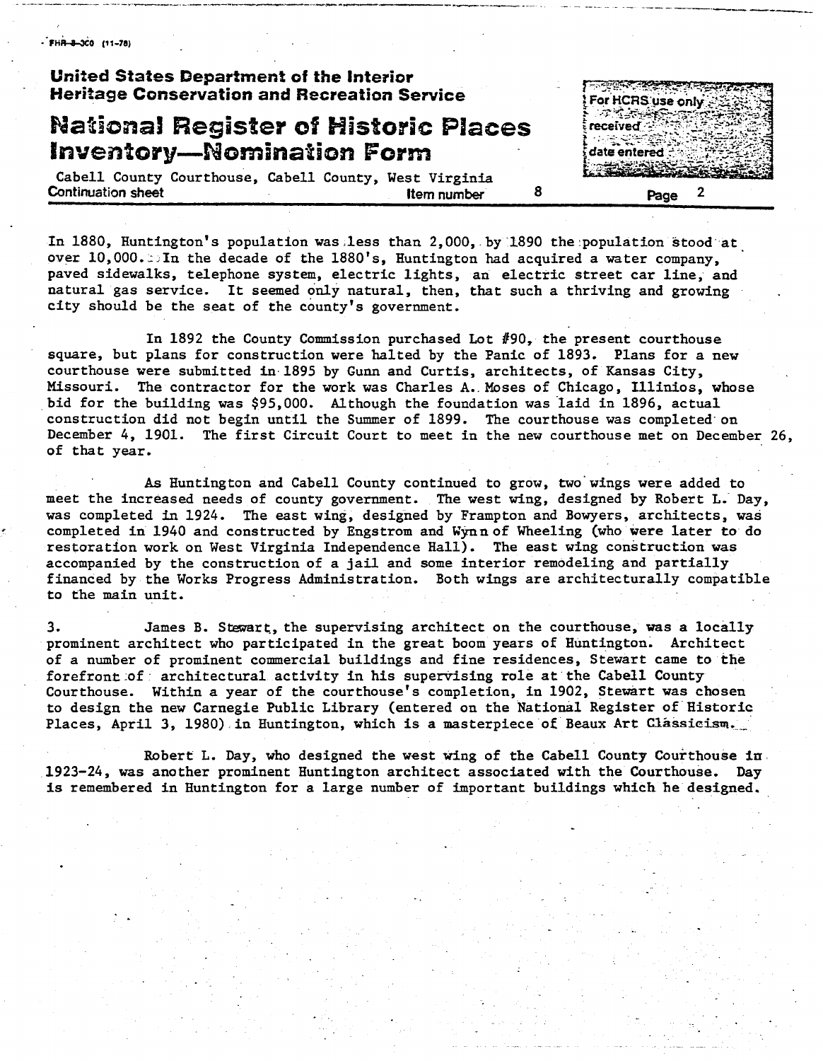In 1880, Huntington's population was less than 2,000, by 1890 the population stood at over 10,000. In the decade of the 1880's, Huntington had acquired a water company, paved sidewalks, telephone system, electric lights, an electric street car line, and natural gas service. It seemed only natural, then, that such a thriving and growing city should be the seat of the county's government.

In 1892 the County Commission purchased Lot #90, the present courthouse square, but plans for construction were halted by the Panic of 1893. Plans for a new courthouse were submitted in 1895 by Gunn and Curtis, architects, of Kansas City, Missouri. The contractor for the work was Charles A. Moses of Chicago, Illinios, whose bid for the building was $95,000. Although the foundation was laid in 1896, actual construction did not begin until the Summer of 1899. The courthouse was completed on December 4, 1901. The first Circuit Court to meet in the new courthouse met on December 26, of that year.

As Huntington and Cabell County continued to grow, two wings were added to meet the increased needs of county government. The west wing, designed by Robert L. Day, was completed in 1924. The east wing, designed by Frampton and Bowyers, architects, was completed in 1940 and constructed by Engstrom and Wynn of Wheeling (who were later to do restoration work on West Virginia Independence Hall). The east wing construction was accompanied by the construction of a jail and some interior remodeling and partially financed by the Works Progress Administration. Both wings are architecturally compatible to the main unit.

3. James B. Stewart, the supervising architect on the courthouse, was a locally prominent architect who participated in the great boom years of Huntington. Architect of a number of prominent commercial buildings and fine residences, Stewart came to the forefront of architectural activity in his supervising role at the Cabell County Courthouse. Within a year of the courthouse's completion, in 1902, Stewart was chosen to design the new Carnegie Public Library (entered on the National Register of Historic Places, April 3, 1980) in Huntington, which is a masterpiece of Beaux Art Classicism.

Robert L. Day, who designed the west wing of the Cabell County Courthouse in 1923-24, was another prominent Huntington architect associated with the Courthouse. Day is remembered in Huntington for a large number of important buildings which he designed.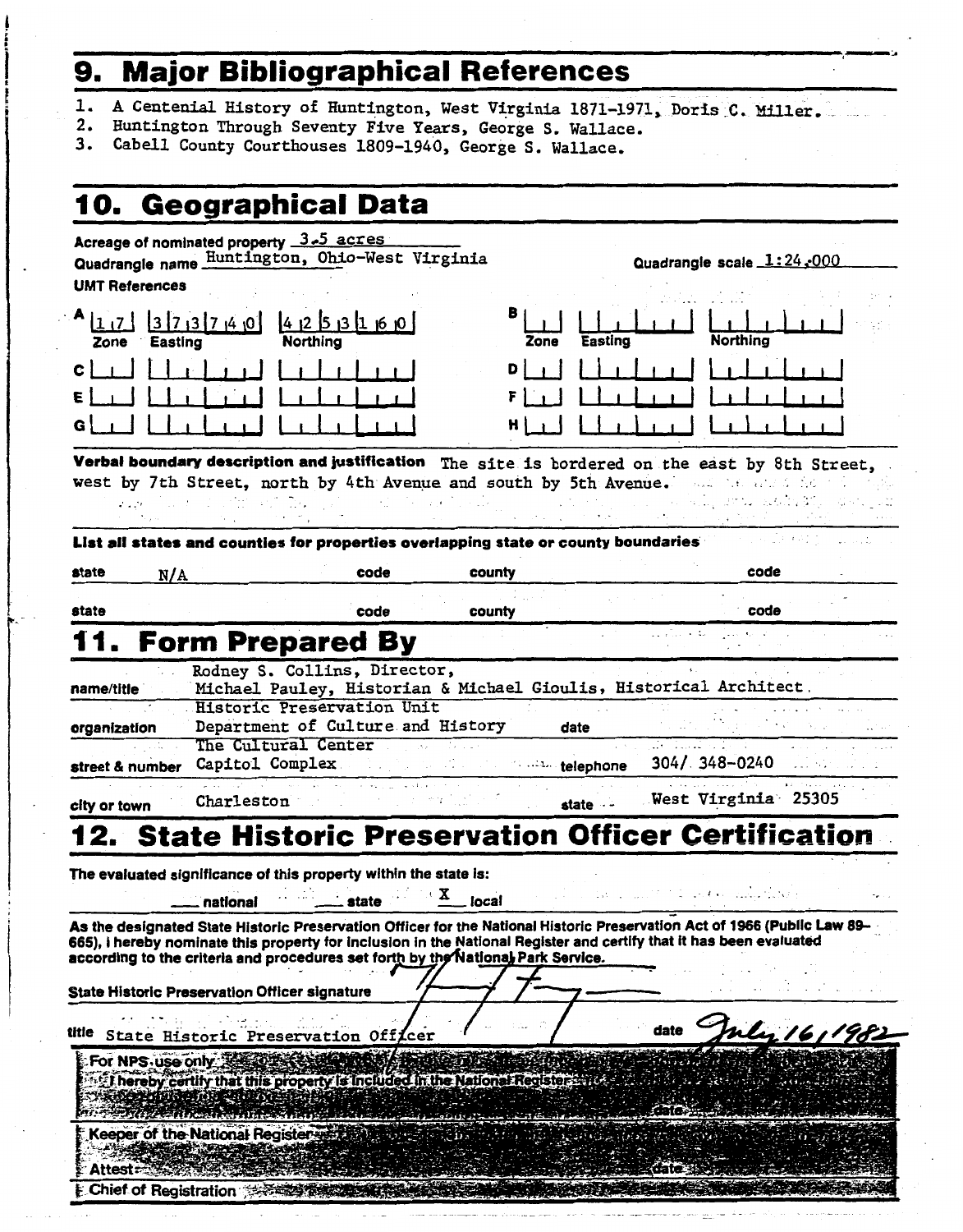## 9. Major Bibliographical References

1. A Centenial History of Huntington, West Virginia 1871-1971, Doris C. Miller.
2. Huntington Through Seventy Five Years, George S. Wallace.
3. Cabell County Courthouses 1809-1940, George S. Wallace.

## 10. Geographical Data

**Acreage of nominated property** 3.5 acres

**Quadrangle name** Huntington, Ohio-West Virginia **Quadrangle scale** 1:24,000

**UMT References**

| | Zone | Easting | Northing |
|---|---|---|---|
| A | 17 | 373740 | 4253160 |
| B | | | |
| C | | | |
| D | | | |
| E | | | |
| F | | | |
| G | | | |
| H | | | |

**Verbal boundary description and justification** The site is bordered on the east by 8th Street, west by 7th Street, north by 4th Avenue and south by 5th Avenue.

**List all states and counties for properties overlapping state or county boundaries**

| state | code | county | code |
|---|---|---|---|
| N/A | | | |
| | | | |

## 11. Form Prepared By

**name/title** Rodney S. Collins, Director, Michael Pauley, Historian & Michael Gioulis, Historical Architect

**organization** Historic Preservation Unit Department of Culture and History **date**

**street & number** The Cultural Center Capitol Complex **telephone** 304/ 348-0240

**city or town** Charleston **state** West Virginia 25305

## 12. State Historic Preservation Officer Certification

**The evaluated significance of this property within the state is:**

___ national ___ state X local

As the designated State Historic Preservation Officer for the National Historic Preservation Act of 1966 (Public Law 89-665), I hereby nominate this property for inclusion in the National Register and certify that it has been evaluated according to the criteria and procedures set forth by the National Park Service.

**State Historic Preservation Officer signature**

**title** State Historic Preservation Officer **date** July 16, 1982

For NPS use only

I hereby certify that this property is included in the National Register

date

Keeper of the National Register

Attest: date

Chief of Registration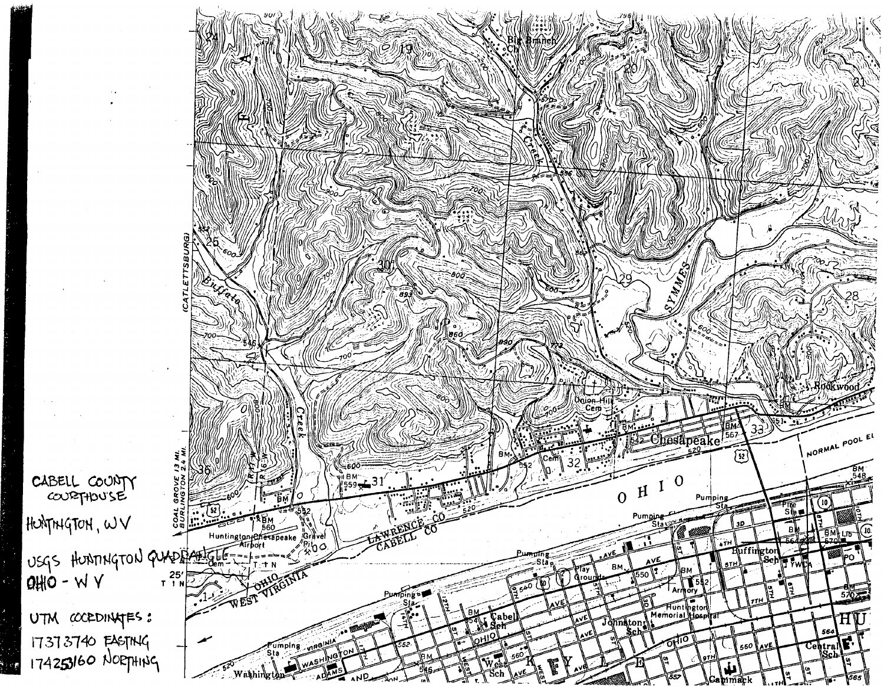CABELL COUNTY COURTHOUSE

HUNTINGTON, WV

USGS HUNTINGTON QUADRANGLE OHIO - W V

UTM COORDINATES:

17373740 EASTING

174253160 NORTHING